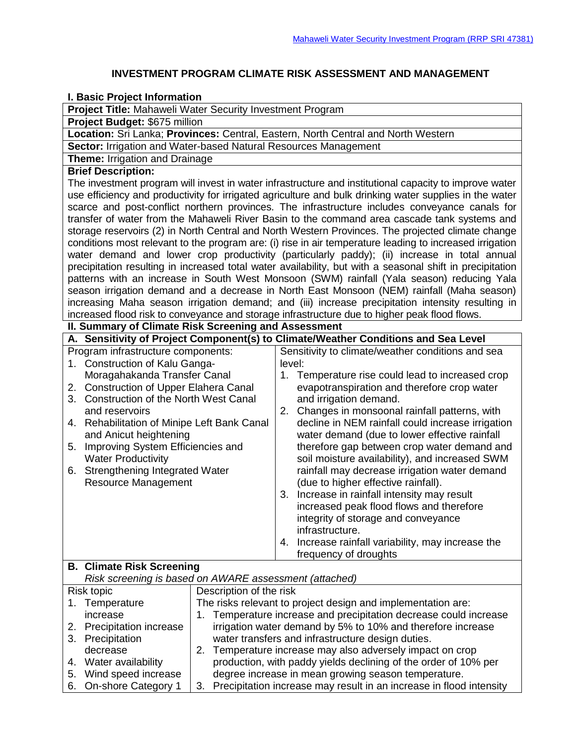Mahaweli Water Security Investment Program (RRP SRI 47381)

# INVESTMENT PROGRAM CLIMATE RISK ASSESSMENT AND MANAGEMENT

## I. Basic Project Information

**Project Title:** Mahaweli Water Security Investment Program

**Project Budget:** $675 million

**Location:** Sri Lanka; **Provinces:** Central, Eastern, North Central and North Western

**Sector:** Irrigation and Water-based Natural Resources Management

**Theme:** Irrigation and Drainage

**Brief Description:**

The investment program will invest in water infrastructure and institutional capacity to improve water use efficiency and productivity for irrigated agriculture and bulk drinking water supplies in the water scarce and post-conflict northern provinces. The infrastructure includes conveyance canals for transfer of water from the Mahaweli River Basin to the command area cascade tank systems and storage reservoirs (2) in North Central and North Western Provinces. The projected climate change conditions most relevant to the program are: (i) rise in air temperature leading to increased irrigation water demand and lower crop productivity (particularly paddy); (ii) increase in total annual precipitation resulting in increased total water availability, but with a seasonal shift in precipitation patterns with an increase in South West Monsoon (SWM) rainfall (Yala season) reducing Yala season irrigation demand and a decrease in North East Monsoon (NEM) rainfall (Maha season) increasing Maha season irrigation demand; and (iii) increase precipitation intensity resulting in increased flood risk to conveyance and storage infrastructure due to higher peak flood flows.

## II. Summary of Climate Risk Screening and Assessment

### A. Sensitivity of Project Component(s) to Climate/Weather Conditions and Sea Level

| Program infrastructure components: | Sensitivity to climate/weather conditions and sea level: |
|---|---|
| 1. Construction of Kalu Ganga-Moragahakanda Transfer Canal<br>2. Construction of Upper Elahera Canal<br>3. Construction of the North West Canal and reservoirs<br>4. Rehabilitation of Minipe Left Bank Canal and Anicut heightening<br>5. Improving System Efficiencies and Water Productivity<br>6. Strengthening Integrated Water Resource Management | 1. Temperature rise could lead to increased crop evapotranspiration and therefore crop water and irrigation demand.<br>2. Changes in monsoonal rainfall patterns, with decline in NEM rainfall could increase irrigation water demand (due to lower effective rainfall therefore gap between crop water demand and soil moisture availability), and increased SWM rainfall may decrease irrigation water demand (due to higher effective rainfall).<br>3. Increase in rainfall intensity may result increased peak flood flows and therefore integrity of storage and conveyance infrastructure.<br>4. Increase rainfall variability, may increase the frequency of droughts |

### B. Climate Risk Screening

*Risk screening is based on AWARE assessment (attached)*

| Risk topic | Description of the risk |
|---|---|
| 1. Temperature increase<br>2. Precipitation increase<br>3. Precipitation decrease<br>4. Water availability<br>5. Wind speed increase<br>6. On-shore Category 1 | The risks relevant to project design and implementation are:<br>1. Temperature increase and precipitation decrease could increase irrigation water demand by 5% to 10% and therefore increase water transfers and infrastructure design duties.<br>2. Temperature increase may also adversely impact on crop production, with paddy yields declining of the order of 10% per degree increase in mean growing season temperature.<br>3. Precipitation increase may result in an increase in flood intensity |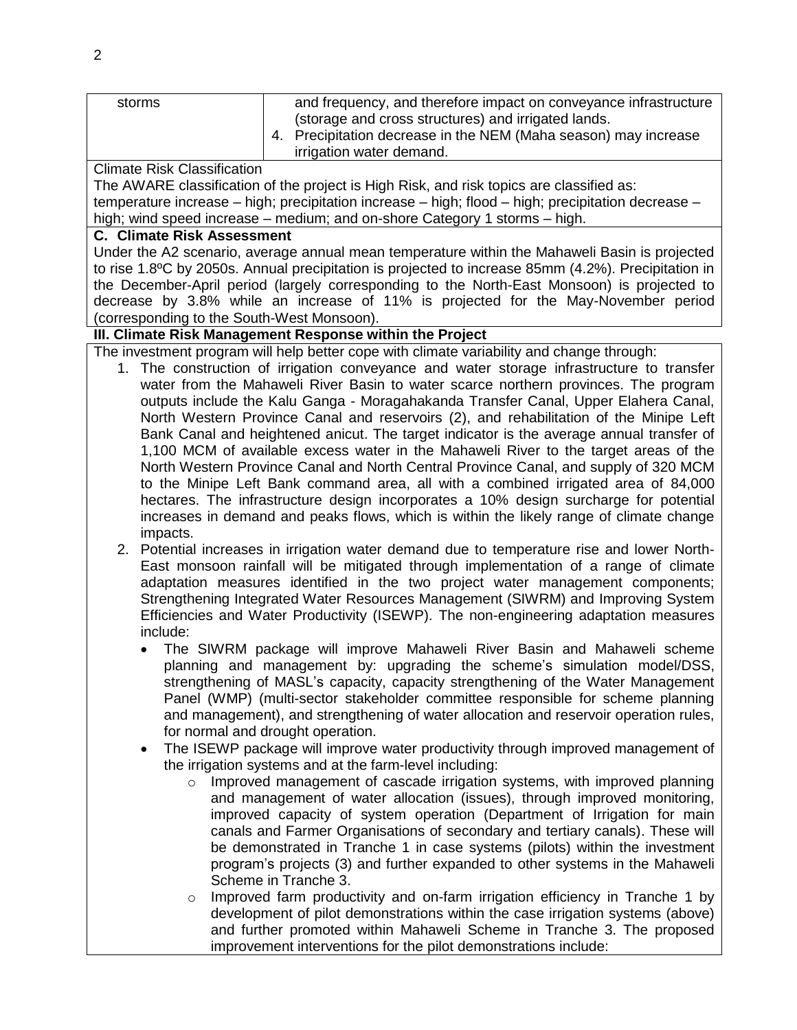| storms | and frequency, and therefore impact on conveyance infrastructure (storage and cross structures) and irrigated lands.<br>4. Precipitation decrease in the NEM (Maha season) may increase irrigation water demand. |
|---|---|

Climate Risk Classification

The AWARE classification of the project is High Risk, and risk topics are classified as: temperature increase – high; precipitation increase – high; flood – high; precipitation decrease – high; wind speed increase – medium; and on-shore Category 1 storms – high.

**C. Climate Risk Assessment**

Under the A2 scenario, average annual mean temperature within the Mahaweli Basin is projected to rise 1.8ºC by 2050s. Annual precipitation is projected to increase 85mm (4.2%). Precipitation in the December-April period (largely corresponding to the North-East Monsoon) is projected to decrease by 3.8% while an increase of 11% is projected for the May-November period (corresponding to the South-West Monsoon).

**III. Climate Risk Management Response within the Project**

The investment program will help better cope with climate variability and change through:

1. The construction of irrigation conveyance and water storage infrastructure to transfer water from the Mahaweli River Basin to water scarce northern provinces. The program outputs include the Kalu Ganga - Moragahakanda Transfer Canal, Upper Elahera Canal, North Western Province Canal and reservoirs (2), and rehabilitation of the Minipe Left Bank Canal and heightened anicut. The target indicator is the average annual transfer of 1,100 MCM of available excess water in the Mahaweli River to the target areas of the North Western Province Canal and North Central Province Canal, and supply of 320 MCM to the Minipe Left Bank command area, all with a combined irrigated area of 84,000 hectares. The infrastructure design incorporates a 10% design surcharge for potential increases in demand and peaks flows, which is within the likely range of climate change impacts.
2. Potential increases in irrigation water demand due to temperature rise and lower North-East monsoon rainfall will be mitigated through implementation of a range of climate adaptation measures identified in the two project water management components; Strengthening Integrated Water Resources Management (SIWRM) and Improving System Efficiencies and Water Productivity (ISEWP). The non-engineering adaptation measures include:
   - The SIWRM package will improve Mahaweli River Basin and Mahaweli scheme planning and management by: upgrading the scheme's simulation model/DSS, strengthening of MASL's capacity, capacity strengthening of the Water Management Panel (WMP) (multi-sector stakeholder committee responsible for scheme planning and management), and strengthening of water allocation and reservoir operation rules, for normal and drought operation.
   - The ISEWP package will improve water productivity through improved management of the irrigation systems and at the farm-level including:
     - Improved management of cascade irrigation systems, with improved planning and management of water allocation (issues), through improved monitoring, improved capacity of system operation (Department of Irrigation for main canals and Farmer Organisations of secondary and tertiary canals). These will be demonstrated in Tranche 1 in case systems (pilots) within the investment program's projects (3) and further expanded to other systems in the Mahaweli Scheme in Tranche 3.
     - Improved farm productivity and on-farm irrigation efficiency in Tranche 1 by development of pilot demonstrations within the case irrigation systems (above) and further promoted within Mahaweli Scheme in Tranche 3. The proposed improvement interventions for the pilot demonstrations include: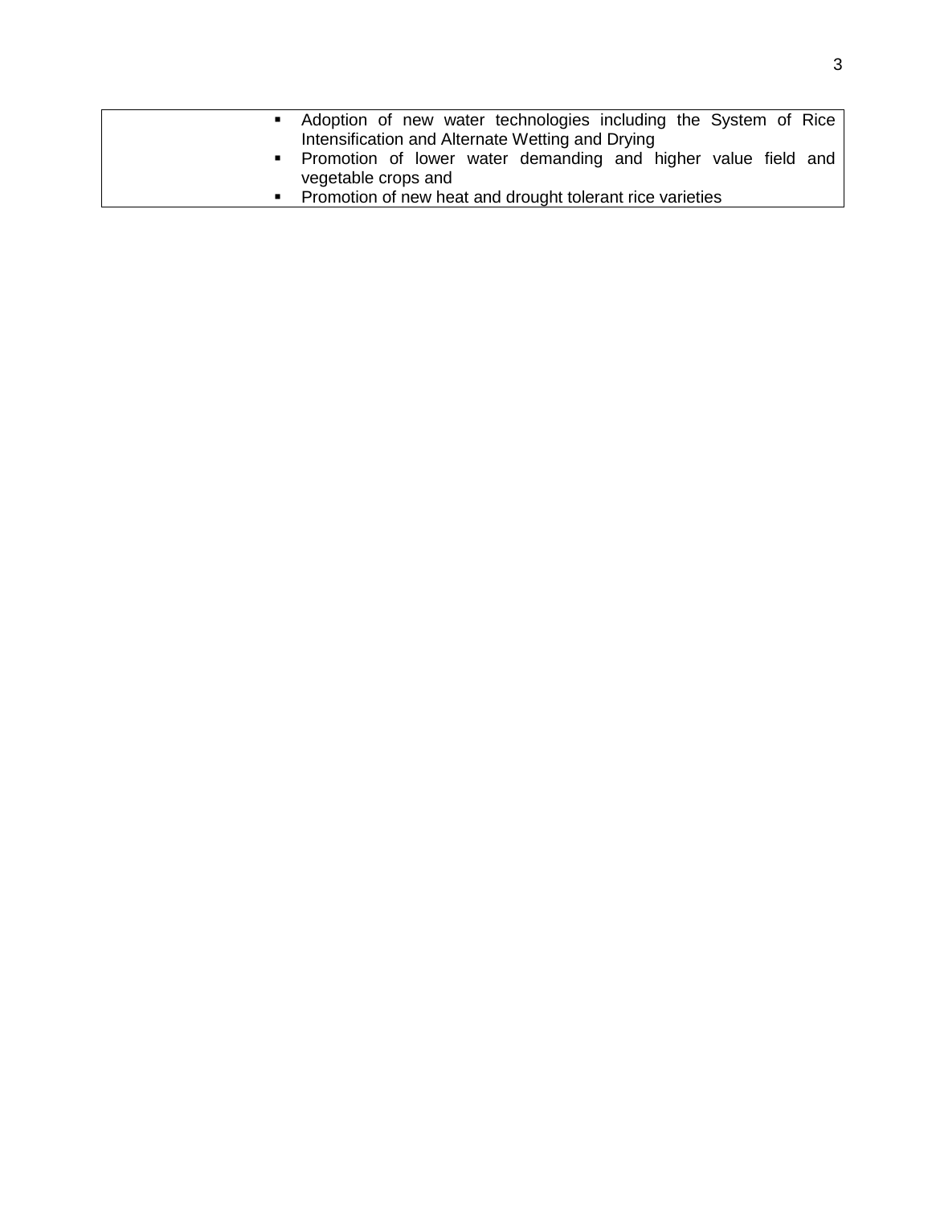| | |
|---|---|
| | ▪ Adoption of new water technologies including the System of Rice Intensification and Alternate Wetting and Drying<br>▪ Promotion of lower water demanding and higher value field and vegetable crops and<br>▪ Promotion of new heat and drought tolerant rice varieties |